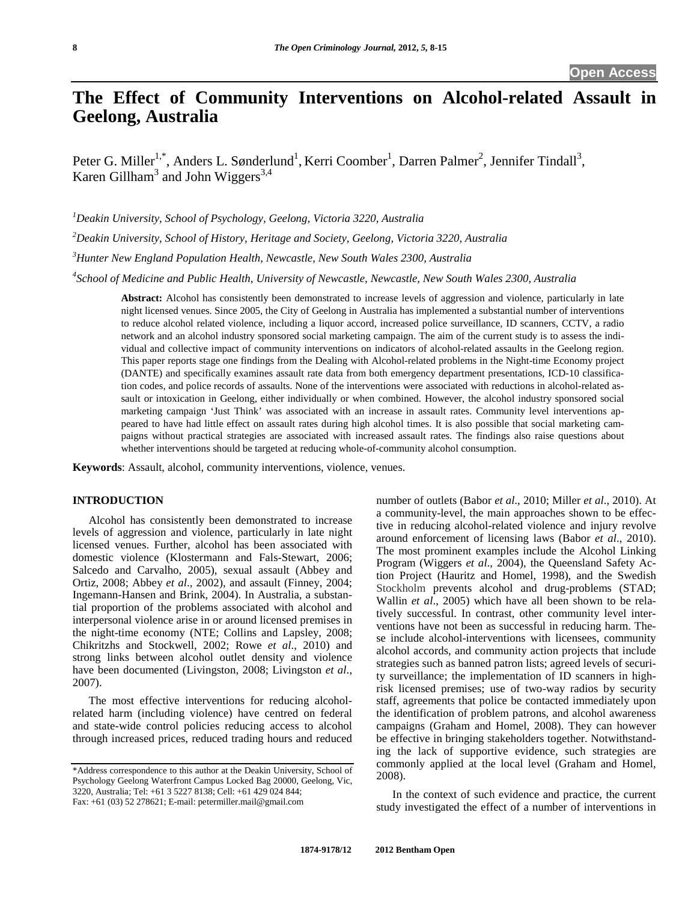# The Effect of Community Interventions on Alcohol-related Assault in Geelong, Australia

Peter G. Miller[1,*], Anders L. Sønderlund[1], Kerri Coomber[1], Darren Palmer[2], Jennifer Tindall[3], Karen Gillham[3] and John Wiggers[3,4]

[1]*Deakin University, School of Psychology, Geelong, Victoria 3220, Australia*

[2]*Deakin University, School of History, Heritage and Society, Geelong, Victoria 3220, Australia*

[3]*Hunter New England Population Health, Newcastle, New South Wales 2300, Australia*

[4]*School of Medicine and Public Health, University of Newcastle, Newcastle, New South Wales 2300, Australia*

**Abstract:** Alcohol has consistently been demonstrated to increase levels of aggression and violence, particularly in late night licensed venues. Since 2005, the City of Geelong in Australia has implemented a substantial number of interventions to reduce alcohol related violence, including a liquor accord, increased police surveillance, ID scanners, CCTV, a radio network and an alcohol industry sponsored social marketing campaign. The aim of the current study is to assess the individual and collective impact of community interventions on indicators of alcohol-related assaults in the Geelong region. This paper reports stage one findings from the Dealing with Alcohol-related problems in the Night-time Economy project (DANTE) and specifically examines assault rate data from both emergency department presentations, ICD-10 classification codes, and police records of assaults. None of the interventions were associated with reductions in alcohol-related assault or intoxication in Geelong, either individually or when combined. However, the alcohol industry sponsored social marketing campaign 'Just Think' was associated with an increase in assault rates. Community level interventions appeared to have had little effect on assault rates during high alcohol times. It is also possible that social marketing campaigns without practical strategies are associated with increased assault rates. The findings also raise questions about whether interventions should be targeted at reducing whole-of-community alcohol consumption.

**Keywords**: Assault, alcohol, community interventions, violence, venues.

## INTRODUCTION

Alcohol has consistently been demonstrated to increase levels of aggression and violence, particularly in late night licensed venues. Further, alcohol has been associated with domestic violence (Klostermann and Fals-Stewart, 2006; Salcedo and Carvalho, 2005), sexual assault (Abbey and Ortiz, 2008; Abbey *et al*., 2002), and assault (Finney, 2004; Ingemann-Hansen and Brink, 2004). In Australia, a substantial proportion of the problems associated with alcohol and interpersonal violence arise in or around licensed premises in the night-time economy (NTE; Collins and Lapsley, 2008; Chikritzhs and Stockwell, 2002; Rowe *et al*., 2010) and strong links between alcohol outlet density and violence have been documented (Livingston, 2008; Livingston *et al.*, 2007).

The most effective interventions for reducing alcohol-related harm (including violence) have centred on federal and state-wide control policies reducing access to alcohol through increased prices, reduced trading hours and reduced number of outlets (Babor *et al*., 2010; Miller *et al*., 2010). At a community-level, the main approaches shown to be effective in reducing alcohol-related violence and injury revolve around enforcement of licensing laws (Babor *et al*., 2010). The most prominent examples include the Alcohol Linking Program (Wiggers *et al*., 2004), the Queensland Safety Action Project (Hauritz and Homel, 1998), and the Swedish Stockholm prevents alcohol and drug-problems (STAD; Wallin *et al*., 2005) which have all been shown to be relatively successful. In contrast, other community level interventions have not been as successful in reducing harm. These include alcohol-interventions with licensees, community alcohol accords, and community action projects that include strategies such as banned patron lists; agreed levels of security surveillance; the implementation of ID scanners in high-risk licensed premises; use of two-way radios by security staff, agreements that police be contacted immediately upon the identification of problem patrons, and alcohol awareness campaigns (Graham and Homel, 2008). They can however be effective in bringing stakeholders together. Notwithstanding the lack of supportive evidence, such strategies are commonly applied at the local level (Graham and Homel, 2008).

In the context of such evidence and practice, the current study investigated the effect of a number of interventions in

\*Address correspondence to this author at the Deakin University, School of Psychology Geelong Waterfront Campus Locked Bag 20000, Geelong, Vic, 3220, Australia; Tel: +61 3 5227 8138; Cell: +61 429 024 844; Fax: +61 (03) 52 278621; E-mail: petermiller.mail@gmail.com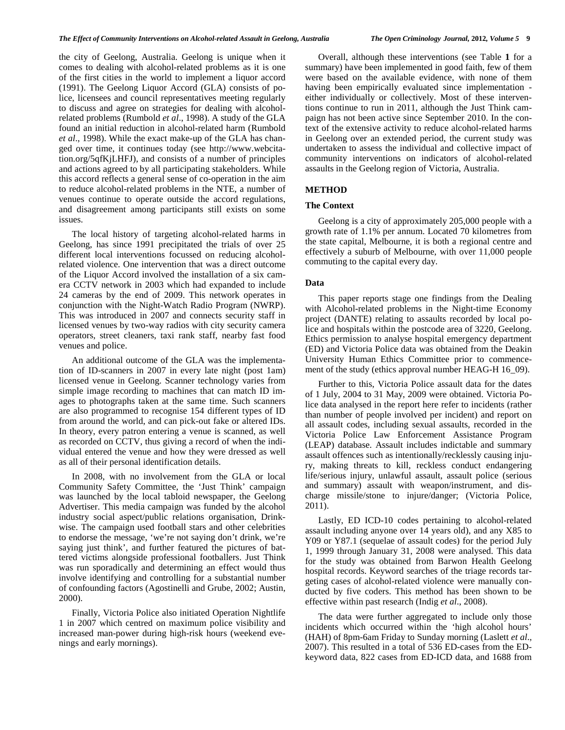the city of Geelong, Australia. Geelong is unique when it comes to dealing with alcohol-related problems as it is one of the first cities in the world to implement a liquor accord (1991). The Geelong Liquor Accord (GLA) consists of police, licensees and council representatives meeting regularly to discuss and agree on strategies for dealing with alcohol-related problems (Rumbold *et al*., 1998). A study of the GLA found an initial reduction in alcohol-related harm (Rumbold *et al*., 1998). While the exact make-up of the GLA has changed over time, it continues today (see http://www.webcitation.org/5qfKjLHFJ), and consists of a number of principles and actions agreed to by all participating stakeholders. While this accord reflects a general sense of co-operation in the aim to reduce alcohol-related problems in the NTE, a number of venues continue to operate outside the accord regulations, and disagreement among participants still exists on some issues.

The local history of targeting alcohol-related harms in Geelong, has since 1991 precipitated the trials of over 25 different local interventions focussed on reducing alcohol-related violence. One intervention that was a direct outcome of the Liquor Accord involved the installation of a six camera CCTV network in 2003 which had expanded to include 24 cameras by the end of 2009. This network operates in conjunction with the Night-Watch Radio Program (NWRP). This was introduced in 2007 and connects security staff in licensed venues by two-way radios with city security camera operators, street cleaners, taxi rank staff, nearby fast food venues and police.

An additional outcome of the GLA was the implementation of ID-scanners in 2007 in every late night (post 1am) licensed venue in Geelong. Scanner technology varies from simple image recording to machines that can match ID images to photographs taken at the same time. Such scanners are also programmed to recognise 154 different types of ID from around the world, and can pick-out fake or altered IDs. In theory, every patron entering a venue is scanned, as well as recorded on CCTV, thus giving a record of when the individual entered the venue and how they were dressed as well as all of their personal identification details.

In 2008, with no involvement from the GLA or local Community Safety Committee, the 'Just Think' campaign was launched by the local tabloid newspaper, the Geelong Advertiser. This media campaign was funded by the alcohol industry social aspect/public relations organisation, Drinkwise. The campaign used football stars and other celebrities to endorse the message, 'we're not saying don't drink, we're saying just think', and further featured the pictures of battered victims alongside professional footballers. Just Think was run sporadically and determining an effect would thus involve identifying and controlling for a substantial number of confounding factors (Agostinelli and Grube, 2002; Austin, 2000).

Finally, Victoria Police also initiated Operation Nightlife 1 in 2007 which centred on maximum police visibility and increased man-power during high-risk hours (weekend evenings and early mornings).

Overall, although these interventions (see Table **1** for a summary) have been implemented in good faith, few of them were based on the available evidence, with none of them having been empirically evaluated since implementation - either individually or collectively. Most of these interventions continue to run in 2011, although the Just Think campaign has not been active since September 2010. In the context of the extensive activity to reduce alcohol-related harms in Geelong over an extended period, the current study was undertaken to assess the individual and collective impact of community interventions on indicators of alcohol-related assaults in the Geelong region of Victoria, Australia.

## METHOD

### The Context

Geelong is a city of approximately 205,000 people with a growth rate of 1.1% per annum. Located 70 kilometres from the state capital, Melbourne, it is both a regional centre and effectively a suburb of Melbourne, with over 11,000 people commuting to the capital every day.

### Data

This paper reports stage one findings from the Dealing with Alcohol-related problems in the Night-time Economy project (DANTE) relating to assaults recorded by local police and hospitals within the postcode area of 3220, Geelong. Ethics permission to analyse hospital emergency department (ED) and Victoria Police data was obtained from the Deakin University Human Ethics Committee prior to commencement of the study (ethics approval number HEAG-H 16_09).

Further to this, Victoria Police assault data for the dates of 1 July, 2004 to 31 May, 2009 were obtained. Victoria Police data analysed in the report here refer to incidents (rather than number of people involved per incident) and report on all assault codes, including sexual assaults, recorded in the Victoria Police Law Enforcement Assistance Program (LEAP) database. Assault includes indictable and summary assault offences such as intentionally/recklessly causing injury, making threats to kill, reckless conduct endangering life/serious injury, unlawful assault, assault police (serious and summary) assault with weapon/instrument, and discharge missile/stone to injure/danger; (Victoria Police, 2011).

Lastly, ED ICD-10 codes pertaining to alcohol-related assault including anyone over 14 years old), and any X85 to Y09 or Y87.1 (sequelae of assault codes) for the period July 1, 1999 through January 31, 2008 were analysed. This data for the study was obtained from Barwon Health Geelong hospital records. Keyword searches of the triage records targeting cases of alcohol-related violence were manually conducted by five coders. This method has been shown to be effective within past research (Indig *et al*., 2008).

The data were further aggregated to include only those incidents which occurred within the 'high alcohol hours' (HAH) of 8pm-6am Friday to Sunday morning (Laslett *et al*., 2007). This resulted in a total of 536 ED-cases from the ED-keyword data, 822 cases from ED-ICD data, and 1688 from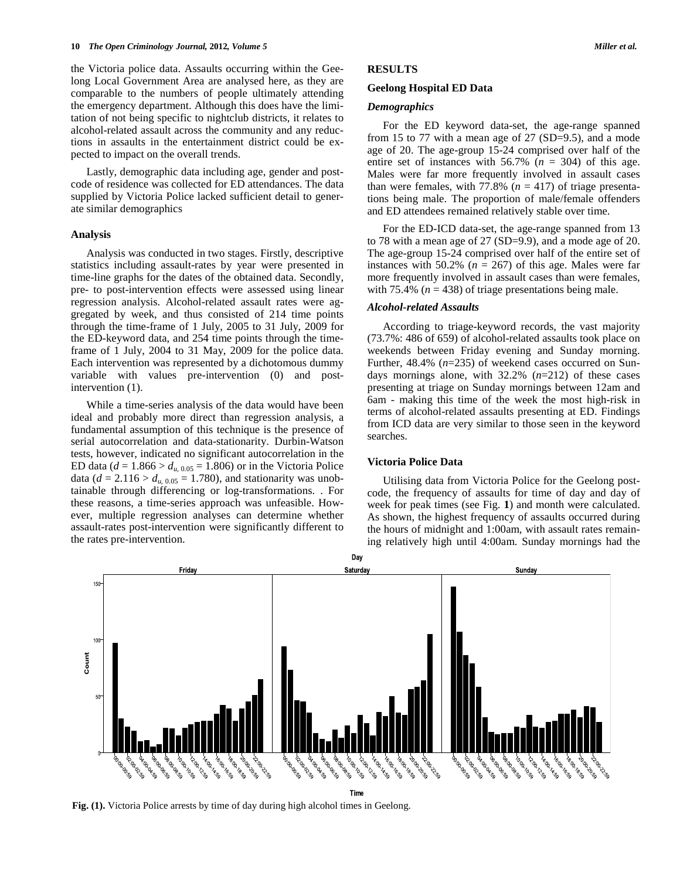the Victoria police data. Assaults occurring within the Geelong Local Government Area are analysed here, as they are comparable to the numbers of people ultimately attending the emergency department. Although this does have the limitation of not being specific to nightclub districts, it relates to alcohol-related assault across the community and any reductions in assaults in the entertainment district could be expected to impact on the overall trends.

Lastly, demographic data including age, gender and postcode of residence was collected for ED attendances. The data supplied by Victoria Police lacked sufficient detail to generate similar demographics

### Analysis

Analysis was conducted in two stages. Firstly, descriptive statistics including assault-rates by year were presented in time-line graphs for the dates of the obtained data. Secondly, pre- to post-intervention effects were assessed using linear regression analysis. Alcohol-related assault rates were aggregated by week, and thus consisted of 214 time points through the time-frame of 1 July, 2005 to 31 July, 2009 for the ED-keyword data, and 254 time points through the time-frame of 1 July, 2004 to 31 May, 2009 for the police data. Each intervention was represented by a dichotomous dummy variable with values pre-intervention (0) and post-intervention (1).

While a time-series analysis of the data would have been ideal and probably more direct than regression analysis, a fundamental assumption of this technique is the presence of serial autocorrelation and data-stationarity. Durbin-Watson tests, however, indicated no significant autocorrelation in the ED data ($d = 1.866 > d_{u,\,0.05} = 1.806$) or in the Victoria Police data ($d = 2.116 > d_{u,\,0.05} = 1.780$), and stationarity was unobtainable through differencing or log-transformations. . For these reasons, a time-series approach was unfeasible. However, multiple regression analyses can determine whether assault-rates post-intervention were significantly different to the rates pre-intervention.

## RESULTS

### Geelong Hospital ED Data

#### *Demographics*

For the ED keyword data-set, the age-range spanned from 15 to 77 with a mean age of 27 (SD=9.5), and a mode age of 20. The age-group 15-24 comprised over half of the entire set of instances with 56.7% ($n$ = 304) of this age. Males were far more frequently involved in assault cases than were females, with 77.8% ($n$ = 417) of triage presentations being male. The proportion of male/female offenders and ED attendees remained relatively stable over time.

For the ED-ICD data-set, the age-range spanned from 13 to 78 with a mean age of 27 (SD=9.9), and a mode age of 20. The age-group 15-24 comprised over half of the entire set of instances with 50.2% ($n$ = 267) of this age. Males were far more frequently involved in assault cases than were females, with 75.4% ($n$ = 438) of triage presentations being male.

#### *Alcohol-related Assaults*

According to triage-keyword records, the vast majority (73.7%: 486 of 659) of alcohol-related assaults took place on weekends between Friday evening and Sunday morning. Further, 48.4% ($n$=235) of weekend cases occurred on Sundays mornings alone, with 32.2% ($n$=212) of these cases presenting at triage on Sunday mornings between 12am and 6am - making this time of the week the most high-risk in terms of alcohol-related assaults presenting at ED. Findings from ICD data are very similar to those seen in the keyword searches.

### Victoria Police Data

Utilising data from Victoria Police for the Geelong postcode, the frequency of assaults for time of day and day of week for peak times (see Fig. **1**) and month were calculated. As shown, the highest frequency of assaults occurred during the hours of midnight and 1:00am, with assault rates remaining relatively high until 4:00am. Sunday mornings had the

**Fig. (1).** Victoria Police arrests by time of day during high alcohol times in Geelong.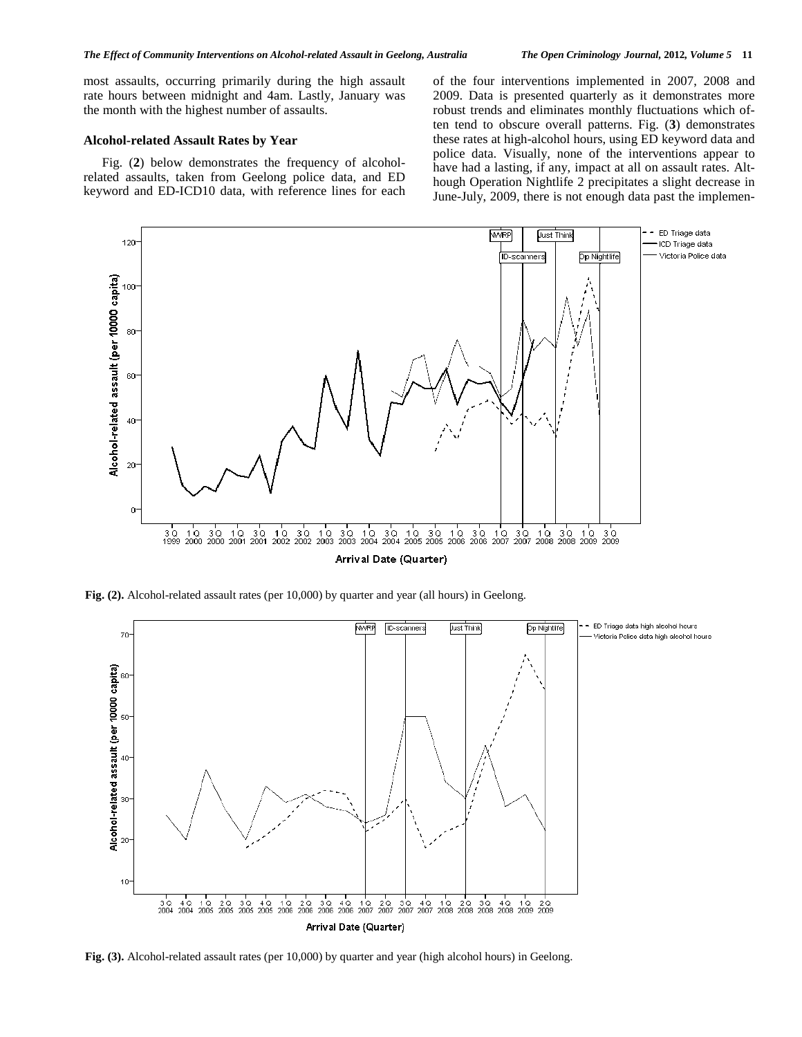most assaults, occurring primarily during the high assault rate hours between midnight and 4am. Lastly, January was the month with the highest number of assaults.

### Alcohol-related Assault Rates by Year

Fig. (**2**) below demonstrates the frequency of alcohol-related assaults, taken from Geelong police data, and ED keyword and ED-ICD10 data, with reference lines for each of the four interventions implemented in 2007, 2008 and 2009. Data is presented quarterly as it demonstrates more robust trends and eliminates monthly fluctuations which often tend to obscure overall patterns. Fig. (**3**) demonstrates these rates at high-alcohol hours, using ED keyword data and police data. Visually, none of the interventions appear to have had a lasting, if any, impact at all on assault rates. Although Operation Nightlife 2 precipitates a slight decrease in June-July, 2009, there is not enough data past the implemen-

**Fig. (2).** Alcohol-related assault rates (per 10,000) by quarter and year (all hours) in Geelong.

**Fig. (3).** Alcohol-related assault rates (per 10,000) by quarter and year (high alcohol hours) in Geelong.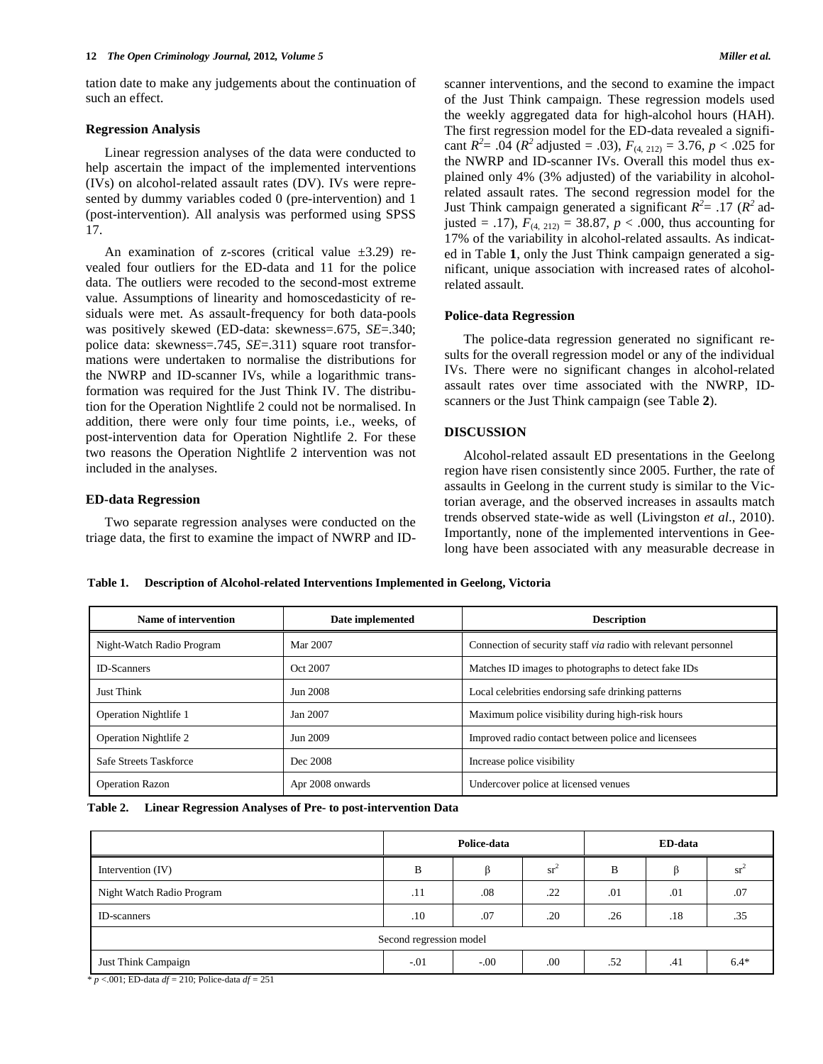tation date to make any judgements about the continuation of such an effect.

### Regression Analysis

Linear regression analyses of the data were conducted to help ascertain the impact of the implemented interventions (IVs) on alcohol-related assault rates (DV). IVs were represented by dummy variables coded 0 (pre-intervention) and 1 (post-intervention). All analysis was performed using SPSS 17.

An examination of z-scores (critical value ±3.29) revealed four outliers for the ED-data and 11 for the police data. The outliers were recoded to the second-most extreme value. Assumptions of linearity and homoscedasticity of residuals were met. As assault-frequency for both data-pools was positively skewed (ED-data: skewness=.675, *SE*=.340; police data: skewness=.745, *SE*=.311) square root transformations were undertaken to normalise the distributions for the NWRP and ID-scanner IVs, while a logarithmic transformation was required for the Just Think IV. The distribution for the Operation Nightlife 2 could not be normalised. In addition, there were only four time points, i.e., weeks, of post-intervention data for Operation Nightlife 2. For these two reasons the Operation Nightlife 2 intervention was not included in the analyses.

### ED-data Regression

Two separate regression analyses were conducted on the triage data, the first to examine the impact of NWRP and ID-scanner interventions, and the second to examine the impact of the Just Think campaign. These regression models used the weekly aggregated data for high-alcohol hours (HAH). The first regression model for the ED-data revealed a significant $R^2$= .04 ($R^2$ adjusted = .03), $F_{(4, 212)}$ = 3.76, $p$ < .025 for the NWRP and ID-scanner IVs. Overall this model thus explained only 4% (3% adjusted) of the variability in alcohol-related assault rates. The second regression model for the Just Think campaign generated a significant $R^2$= .17 ($R^2$ adjusted = .17), $F_{(4, 212)}$ = 38.87, $p$ < .000, thus accounting for 17% of the variability in alcohol-related assaults. As indicated in Table **1**, only the Just Think campaign generated a significant, unique association with increased rates of alcohol-related assault.

### Police-data Regression

The police-data regression generated no significant results for the overall regression model or any of the individual IVs. There were no significant changes in alcohol-related assault rates over time associated with the NWRP, ID-scanners or the Just Think campaign (see Table **2**).

## DISCUSSION

Alcohol-related assault ED presentations in the Geelong region have risen consistently since 2005. Further, the rate of assaults in Geelong in the current study is similar to the Victorian average, and the observed increases in assaults match trends observed state-wide as well (Livingston *et al*., 2010). Importantly, none of the implemented interventions in Geelong have been associated with any measurable decrease in

**Table 1. Description of Alcohol-related Interventions Implemented in Geelong, Victoria**

| Name of intervention | Date implemented | Description |
|---|---|---|
| Night-Watch Radio Program | Mar 2007 | Connection of security staff *via* radio with relevant personnel |
| ID-Scanners | Oct 2007 | Matches ID images to photographs to detect fake IDs |
| Just Think | Jun 2008 | Local celebrities endorsing safe drinking patterns |
| Operation Nightlife 1 | Jan 2007 | Maximum police visibility during high-risk hours |
| Operation Nightlife 2 | Jun 2009 | Improved radio contact between police and licensees |
| Safe Streets Taskforce | Dec 2008 | Increase police visibility |
| Operation Razon | Apr 2008 onwards | Undercover police at licensed venues |

**Table 2. Linear Regression Analyses of Pre- to post-intervention Data**

| | Police-data | | | ED-data | | |
|---|---|---|---|---|---|---|
| Intervention (IV) | B | β | $sr^2$ | B | β | $sr^2$ |
| Night Watch Radio Program | .11 | .08 | .22 | .01 | .01 | .07 |
| ID-scanners | .10 | .07 | .20 | .26 | .18 | .35 |
| Second regression model | | | | | | |
| Just Think Campaign | -.01 | -.00 | .00 | .52 | .41 | 6.4* |

\* $p$ <.001; ED-data $df$ = 210; Police-data $df$ = 251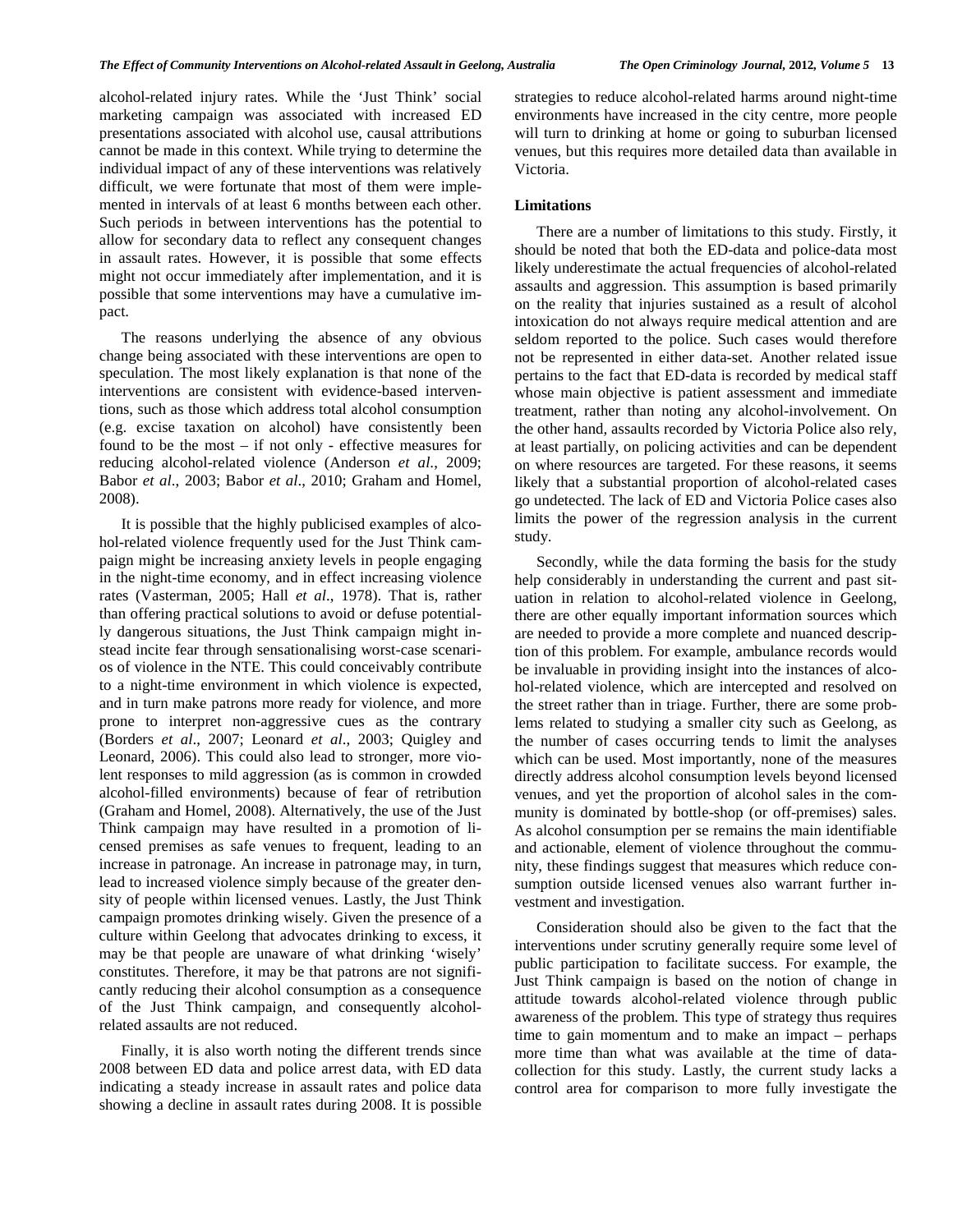alcohol-related injury rates. While the 'Just Think' social marketing campaign was associated with increased ED presentations associated with alcohol use, causal attributions cannot be made in this context. While trying to determine the individual impact of any of these interventions was relatively difficult, we were fortunate that most of them were implemented in intervals of at least 6 months between each other. Such periods in between interventions has the potential to allow for secondary data to reflect any consequent changes in assault rates. However, it is possible that some effects might not occur immediately after implementation, and it is possible that some interventions may have a cumulative impact.

The reasons underlying the absence of any obvious change being associated with these interventions are open to speculation. The most likely explanation is that none of the interventions are consistent with evidence-based interventions, such as those which address total alcohol consumption (e.g. excise taxation on alcohol) have consistently been found to be the most – if not only - effective measures for reducing alcohol-related violence (Anderson *et al*., 2009; Babor *et al*., 2003; Babor *et al*., 2010; Graham and Homel, 2008).

It is possible that the highly publicised examples of alcohol-related violence frequently used for the Just Think campaign might be increasing anxiety levels in people engaging in the night-time economy, and in effect increasing violence rates (Vasterman, 2005; Hall *et al*., 1978). That is, rather than offering practical solutions to avoid or defuse potentially dangerous situations, the Just Think campaign might instead incite fear through sensationalising worst-case scenarios of violence in the NTE. This could conceivably contribute to a night-time environment in which violence is expected, and in turn make patrons more ready for violence, and more prone to interpret non-aggressive cues as the contrary (Borders *et al*., 2007; Leonard *et al*., 2003; Quigley and Leonard, 2006). This could also lead to stronger, more violent responses to mild aggression (as is common in crowded alcohol-filled environments) because of fear of retribution (Graham and Homel, 2008). Alternatively, the use of the Just Think campaign may have resulted in a promotion of licensed premises as safe venues to frequent, leading to an increase in patronage. An increase in patronage may, in turn, lead to increased violence simply because of the greater density of people within licensed venues. Lastly, the Just Think campaign promotes drinking wisely. Given the presence of a culture within Geelong that advocates drinking to excess, it may be that people are unaware of what drinking 'wisely' constitutes. Therefore, it may be that patrons are not significantly reducing their alcohol consumption as a consequence of the Just Think campaign, and consequently alcohol-related assaults are not reduced.

Finally, it is also worth noting the different trends since 2008 between ED data and police arrest data, with ED data indicating a steady increase in assault rates and police data showing a decline in assault rates during 2008. It is possible strategies to reduce alcohol-related harms around night-time environments have increased in the city centre, more people will turn to drinking at home or going to suburban licensed venues, but this requires more detailed data than available in Victoria.

## Limitations

There are a number of limitations to this study. Firstly, it should be noted that both the ED-data and police-data most likely underestimate the actual frequencies of alcohol-related assaults and aggression. This assumption is based primarily on the reality that injuries sustained as a result of alcohol intoxication do not always require medical attention and are seldom reported to the police. Such cases would therefore not be represented in either data-set. Another related issue pertains to the fact that ED-data is recorded by medical staff whose main objective is patient assessment and immediate treatment, rather than noting any alcohol-involvement. On the other hand, assaults recorded by Victoria Police also rely, at least partially, on policing activities and can be dependent on where resources are targeted. For these reasons, it seems likely that a substantial proportion of alcohol-related cases go undetected. The lack of ED and Victoria Police cases also limits the power of the regression analysis in the current study.

Secondly, while the data forming the basis for the study help considerably in understanding the current and past situation in relation to alcohol-related violence in Geelong, there are other equally important information sources which are needed to provide a more complete and nuanced description of this problem. For example, ambulance records would be invaluable in providing insight into the instances of alcohol-related violence, which are intercepted and resolved on the street rather than in triage. Further, there are some problems related to studying a smaller city such as Geelong, as the number of cases occurring tends to limit the analyses which can be used. Most importantly, none of the measures directly address alcohol consumption levels beyond licensed venues, and yet the proportion of alcohol sales in the community is dominated by bottle-shop (or off-premises) sales. As alcohol consumption per se remains the main identifiable and actionable, element of violence throughout the community, these findings suggest that measures which reduce consumption outside licensed venues also warrant further investment and investigation.

Consideration should also be given to the fact that the interventions under scrutiny generally require some level of public participation to facilitate success. For example, the Just Think campaign is based on the notion of change in attitude towards alcohol-related violence through public awareness of the problem. This type of strategy thus requires time to gain momentum and to make an impact – perhaps more time than what was available at the time of data-collection for this study. Lastly, the current study lacks a control area for comparison to more fully investigate the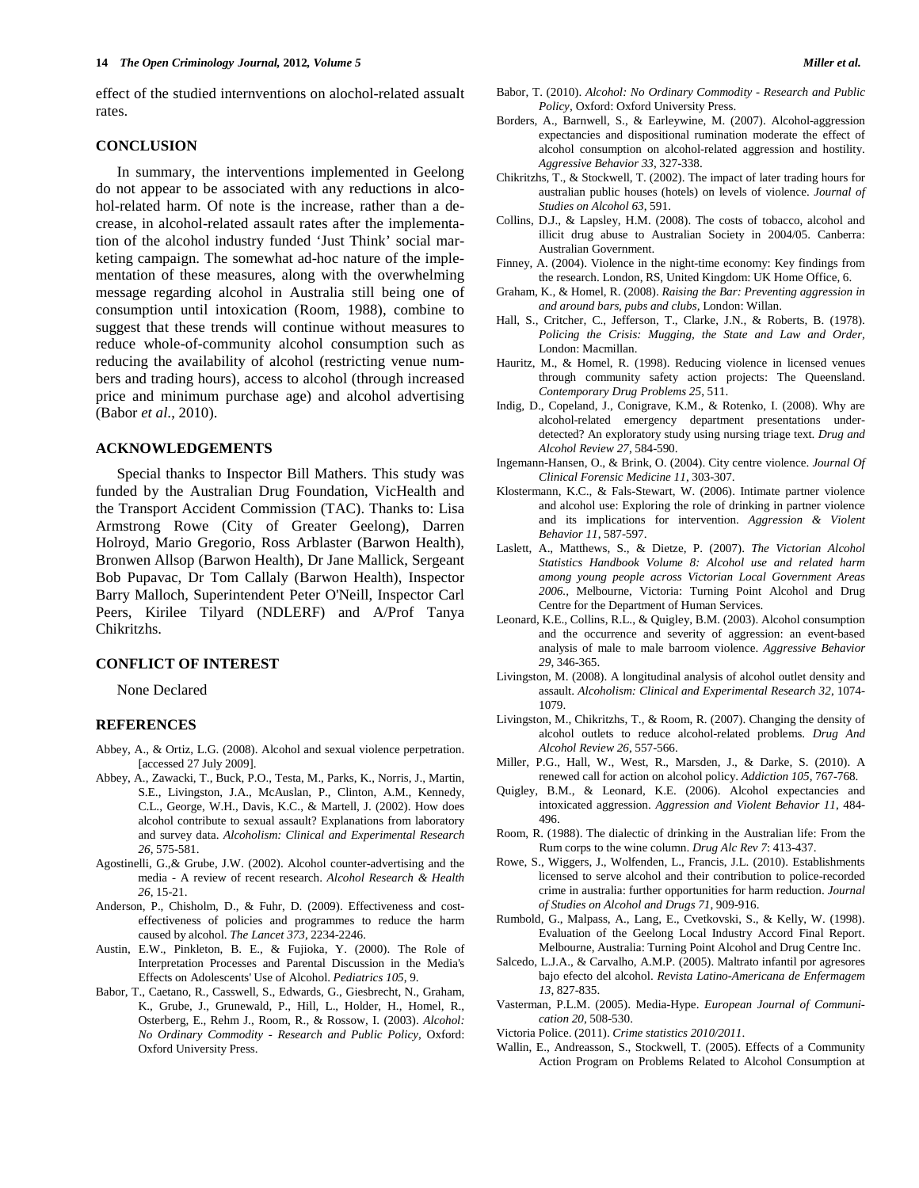effect of the studied internventions on alochol-related assualt rates.

## CONCLUSION

In summary, the interventions implemented in Geelong do not appear to be associated with any reductions in alcohol-related harm. Of note is the increase, rather than a decrease, in alcohol-related assault rates after the implementation of the alcohol industry funded 'Just Think' social marketing campaign. The somewhat ad-hoc nature of the implementation of these measures, along with the overwhelming message regarding alcohol in Australia still being one of consumption until intoxication (Room, 1988), combine to suggest that these trends will continue without measures to reduce whole-of-community alcohol consumption such as reducing the availability of alcohol (restricting venue numbers and trading hours), access to alcohol (through increased price and minimum purchase age) and alcohol advertising (Babor *et al*., 2010).

## ACKNOWLEDGEMENTS

Special thanks to Inspector Bill Mathers. This study was funded by the Australian Drug Foundation, VicHealth and the Transport Accident Commission (TAC). Thanks to: Lisa Armstrong Rowe (City of Greater Geelong), Darren Holroyd, Mario Gregorio, Ross Arblaster (Barwon Health), Bronwen Allsop (Barwon Health), Dr Jane Mallick, Sergeant Bob Pupavac, Dr Tom Callaly (Barwon Health), Inspector Barry Malloch, Superintendent Peter O'Neill, Inspector Carl Peers, Kirilee Tilyard (NDLERF) and A/Prof Tanya Chikritzhs.

## CONFLICT OF INTEREST

None Declared

## REFERENCES

Abbey, A., & Ortiz, L.G. (2008). Alcohol and sexual violence perpetration. [accessed 27 July 2009].

Abbey, A., Zawacki, T., Buck, P.O., Testa, M., Parks, K., Norris, J., Martin, S.E., Livingston, J.A., McAuslan, P., Clinton, A.M., Kennedy, C.L., George, W.H., Davis, K.C., & Martell, J. (2002). How does alcohol contribute to sexual assault? Explanations from laboratory and survey data. *Alcoholism: Clinical and Experimental Research 26*, 575-581.

Agostinelli, G.,& Grube, J.W. (2002). Alcohol counter-advertising and the media - A review of recent research. *Alcohol Research & Health 26*, 15-21.

Anderson, P., Chisholm, D., & Fuhr, D. (2009). Effectiveness and cost-effectiveness of policies and programmes to reduce the harm caused by alcohol. *The Lancet 373*, 2234-2246.

Austin, E.W., Pinkleton, B. E., & Fujioka, Y. (2000). The Role of Interpretation Processes and Parental Discussion in the Media's Effects on Adolescents' Use of Alcohol. *Pediatrics 105*, 9.

Babor, T., Caetano, R., Casswell, S., Edwards, G., Giesbrecht, N., Graham, K., Grube, J., Grunewald, P., Hill, L., Holder, H., Homel, R., Osterberg, E., Rehm J., Room, R., & Rossow, I. (2003). *Alcohol: No Ordinary Commodity - Research and Public Policy*, Oxford: Oxford University Press.

Babor, T. (2010). *Alcohol: No Ordinary Commodity - Research and Public Policy*, Oxford: Oxford University Press.

Borders, A., Barnwell, S., & Earleywine, M. (2007). Alcohol-aggression expectancies and dispositional rumination moderate the effect of alcohol consumption on alcohol-related aggression and hostility. *Aggressive Behavior 33*, 327-338.

Chikritzhs, T., & Stockwell, T. (2002). The impact of later trading hours for australian public houses (hotels) on levels of violence. *Journal of Studies on Alcohol 63*, 591.

Collins, D.J., & Lapsley, H.M. (2008). The costs of tobacco, alcohol and illicit drug abuse to Australian Society in 2004/05. Canberra: Australian Government.

Finney, A. (2004). Violence in the night-time economy: Key findings from the research. London, RS, United Kingdom: UK Home Office, 6.

Graham, K., & Homel, R. (2008). *Raising the Bar: Preventing aggression in and around bars, pubs and clubs*, London: Willan.

Hall, S., Critcher, C., Jefferson, T., Clarke, J.N., & Roberts, B. (1978). *Policing the Crisis: Mugging, the State and Law and Order*, London: Macmillan.

Hauritz, M., & Homel, R. (1998). Reducing violence in licensed venues through community safety action projects: The Queensland. *Contemporary Drug Problems 25*, 511.

Indig, D., Copeland, J., Conigrave, K.M., & Rotenko, I. (2008). Why are alcohol-related emergency department presentations under-detected? An exploratory study using nursing triage text. *Drug and Alcohol Review 27*, 584-590.

Ingemann-Hansen, O., & Brink, O. (2004). City centre violence. *Journal Of Clinical Forensic Medicine 11*, 303-307.

Klostermann, K.C., & Fals-Stewart, W. (2006). Intimate partner violence and alcohol use: Exploring the role of drinking in partner violence and its implications for intervention. *Aggression & Violent Behavior 11*, 587-597.

Laslett, A., Matthews, S., & Dietze, P. (2007). *The Victorian Alcohol Statistics Handbook Volume 8: Alcohol use and related harm among young people across Victorian Local Government Areas 2006.*, Melbourne, Victoria: Turning Point Alcohol and Drug Centre for the Department of Human Services.

Leonard, K.E., Collins, R.L., & Quigley, B.M. (2003). Alcohol consumption and the occurrence and severity of aggression: an event-based analysis of male to male barroom violence. *Aggressive Behavior 29*, 346-365.

Livingston, M. (2008). A longitudinal analysis of alcohol outlet density and assault. *Alcoholism: Clinical and Experimental Research 32*, 1074-1079.

Livingston, M., Chikritzhs, T., & Room, R. (2007). Changing the density of alcohol outlets to reduce alcohol-related problems. *Drug And Alcohol Review 26*, 557-566.

Miller, P.G., Hall, W., West, R., Marsden, J., & Darke, S. (2010). A renewed call for action on alcohol policy. *Addiction 105*, 767-768.

Quigley, B.M., & Leonard, K.E. (2006). Alcohol expectancies and intoxicated aggression. *Aggression and Violent Behavior 11*, 484-496.

Room, R. (1988). The dialectic of drinking in the Australian life: From the Rum corps to the wine column. *Drug Alc Rev 7*: 413-437.

Rowe, S., Wiggers, J., Wolfenden, L., Francis, J.L. (2010). Establishments licensed to serve alcohol and their contribution to police-recorded crime in australia: further opportunities for harm reduction. *Journal of Studies on Alcohol and Drugs 71*, 909-916.

Rumbold, G., Malpass, A., Lang, E., Cvetkovski, S., & Kelly, W. (1998). Evaluation of the Geelong Local Industry Accord Final Report. Melbourne, Australia: Turning Point Alcohol and Drug Centre Inc.

Salcedo, L.J.A., & Carvalho, A.M.P. (2005). Maltrato infantil por agresores bajo efecto del alcohol. *Revista Latino-Americana de Enfermagem 13*, 827-835.

Vasterman, P.L.M. (2005). Media-Hype. *European Journal of Communication 20*, 508-530.

Victoria Police. (2011). *Crime statistics 2010/2011*.

Wallin, E., Andreasson, S., Stockwell, T. (2005). Effects of a Community Action Program on Problems Related to Alcohol Consumption at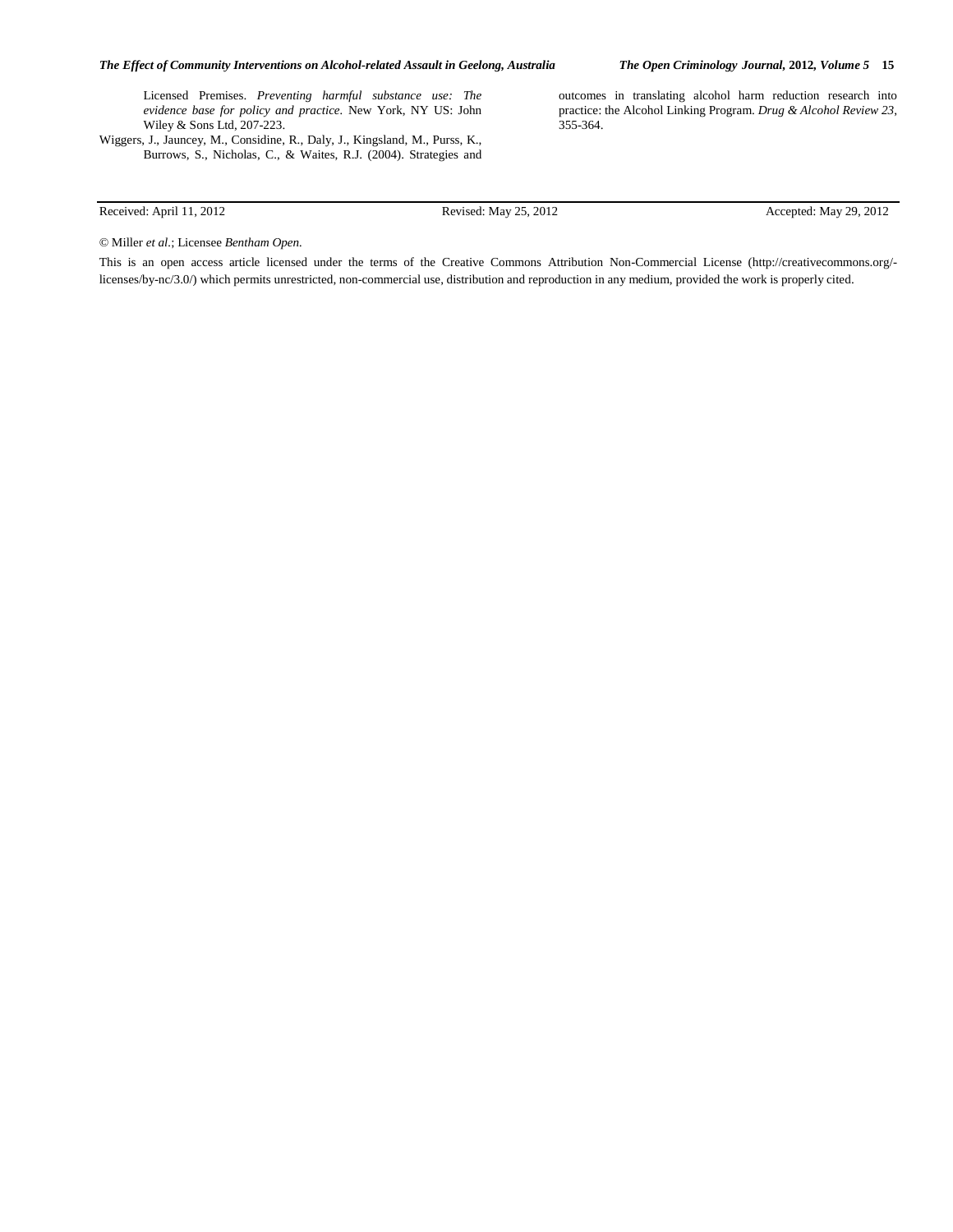Licensed Premises. *Preventing harmful substance use: The evidence base for policy and practice*. New York, NY US: John Wiley & Sons Ltd, 207-223.

Wiggers, J., Jauncey, M., Considine, R., Daly, J., Kingsland, M., Purss, K., Burrows, S., Nicholas, C., & Waites, R.J. (2004). Strategies and outcomes in translating alcohol harm reduction research into practice: the Alcohol Linking Program. *Drug & Alcohol Review 23*, 355-364.

Received: April 11, 2012 Revised: May 25, 2012 Accepted: May 29, 2012

© Miller *et al*.; Licensee *Bentham Open*.

This is an open access article licensed under the terms of the Creative Commons Attribution Non-Commercial License (http://creativecommons.org/-licenses/by-nc/3.0/) which permits unrestricted, non-commercial use, distribution and reproduction in any medium, provided the work is properly cited.